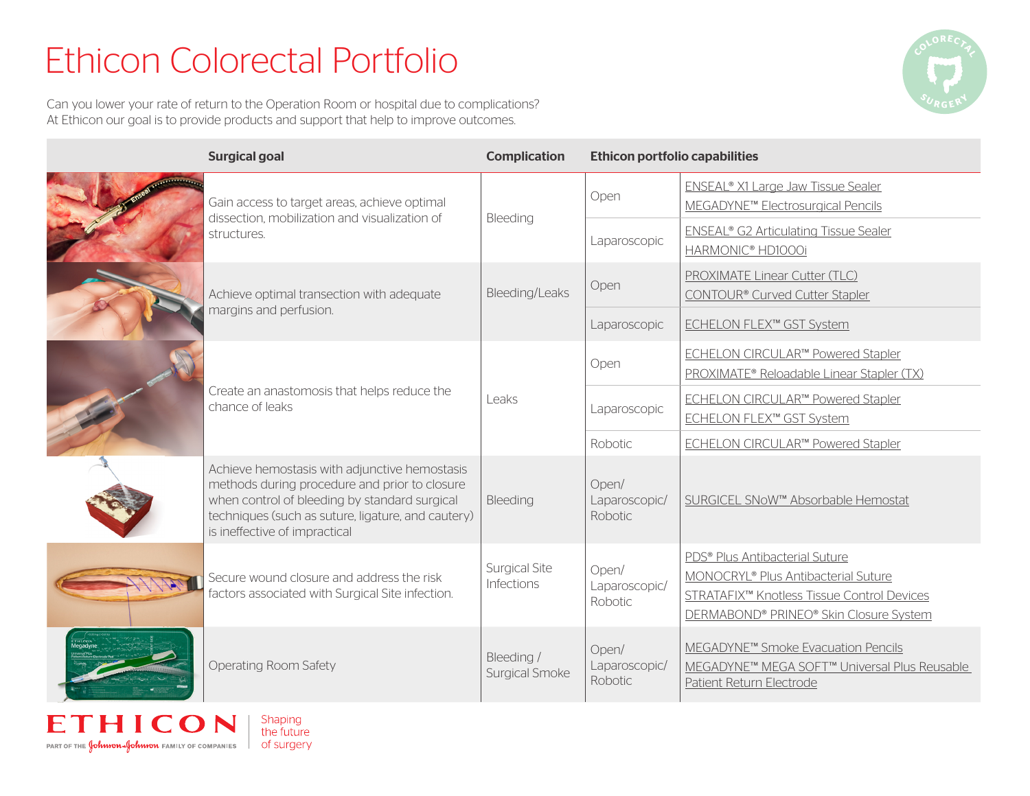# Ethicon Colorectal Portfolio

Can you lower your rate of return to the Operation Room or hospital due to complications?
At Ethicon our goal is to provide products and support that help to improve outcomes.

| Surgical goal | Complication | Ethicon portfolio capabilities | |
|---|---|---|---|
| Gain access to target areas, achieve optimal dissection, mobilization and visualization of structures. | Bleeding | Open | ENSEAL® X1 Large Jaw Tissue Sealer<br>MEGADYNE™ Electrosurgical Pencils |
| | | Laparoscopic | ENSEAL® G2 Articulating Tissue Sealer<br>HARMONIC® HD1000i |
| Achieve optimal transection with adequate margins and perfusion. | Bleeding/Leaks | Open | PROXIMATE Linear Cutter (TLC)<br>CONTOUR® Curved Cutter Stapler |
| | | Laparoscopic | ECHELON FLEX™ GST System |
| Create an anastomosis that helps reduce the chance of leaks | Leaks | Open | ECHELON CIRCULAR™ Powered Stapler<br>PROXIMATE® Reloadable Linear Stapler (TX) |
| | | Laparoscopic | ECHELON CIRCULAR™ Powered Stapler<br>ECHELON FLEX™ GST System |
| | | Robotic | ECHELON CIRCULAR™ Powered Stapler |
| Achieve hemostasis with adjunctive hemostasis methods during procedure and prior to closure when control of bleeding by standard surgical techniques (such as suture, ligature, and cautery) is ineffective of impractical | Bleeding | Open/ Laparoscopic/ Robotic | SURGICEL SNoW™ Absorbable Hemostat |
| Secure wound closure and address the risk factors associated with Surgical Site infection. | Surgical Site Infections | Open/ Laparoscopic/ Robotic | PDS® Plus Antibacterial Suture<br>MONOCRYL® Plus Antibacterial Suture<br>STRATAFIX™ Knotless Tissue Control Devices<br>DERMABOND® PRINEO® Skin Closure System |
| Operating Room Safety | Bleeding / Surgical Smoke | Open/ Laparoscopic/ Robotic | MEGADYNE™ Smoke Evacuation Pencils<br>MEGADYNE™ MEGA SOFT™ Universal Plus Reusable Patient Return Electrode |

ETHICON
PART OF THE Johnson & Johnson FAMILY OF COMPANIES

Shaping the future of surgery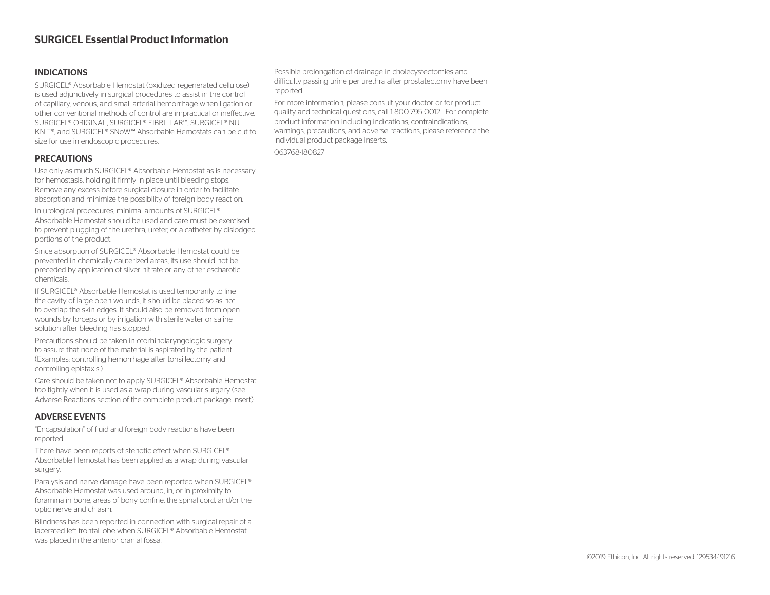## SURGICEL Essential Product Information

### INDICATIONS

SURGICEL® Absorbable Hemostat (oxidized regenerated cellulose) is used adjunctively in surgical procedures to assist in the control of capillary, venous, and small arterial hemorrhage when ligation or other conventional methods of control are impractical or ineffective. SURGICEL® ORIGINAL, SURGICEL® FIBRILLAR™, SURGICEL® NU-KNIT®, and SURGICEL® SNoW™ Absorbable Hemostats can be cut to size for use in endoscopic procedures.

### PRECAUTIONS

Use only as much SURGICEL® Absorbable Hemostat as is necessary for hemostasis, holding it firmly in place until bleeding stops. Remove any excess before surgical closure in order to facilitate absorption and minimize the possibility of foreign body reaction.

In urological procedures, minimal amounts of SURGICEL® Absorbable Hemostat should be used and care must be exercised to prevent plugging of the urethra, ureter, or a catheter by dislodged portions of the product.

Since absorption of SURGICEL® Absorbable Hemostat could be prevented in chemically cauterized areas, its use should not be preceded by application of silver nitrate or any other escharotic chemicals.

If SURGICEL® Absorbable Hemostat is used temporarily to line the cavity of large open wounds, it should be placed so as not to overlap the skin edges. It should also be removed from open wounds by forceps or by irrigation with sterile water or saline solution after bleeding has stopped.

Precautions should be taken in otorhinolaryngologic surgery to assure that none of the material is aspirated by the patient. (Examples: controlling hemorrhage after tonsillectomy and controlling epistaxis.)

Care should be taken not to apply SURGICEL® Absorbable Hemostat too tightly when it is used as a wrap during vascular surgery (see Adverse Reactions section of the complete product package insert).

### ADVERSE EVENTS

"Encapsulation" of fluid and foreign body reactions have been reported.

There have been reports of stenotic effect when SURGICEL® Absorbable Hemostat has been applied as a wrap during vascular surgery.

Paralysis and nerve damage have been reported when SURGICEL® Absorbable Hemostat was used around, in, or in proximity to foramina in bone, areas of bony confine, the spinal cord, and/or the optic nerve and chiasm.

Blindness has been reported in connection with surgical repair of a lacerated left frontal lobe when SURGICEL® Absorbable Hemostat was placed in the anterior cranial fossa.

Possible prolongation of drainage in cholecystectomies and difficulty passing urine per urethra after prostatectomy have been reported.

For more information, please consult your doctor or for product quality and technical questions, call 1-800-795-0012. For complete product information including indications, contraindications, warnings, precautions, and adverse reactions, please reference the individual product package inserts.

063768-180827

©2019 Ethicon, Inc. All rights reserved. 129534-191216